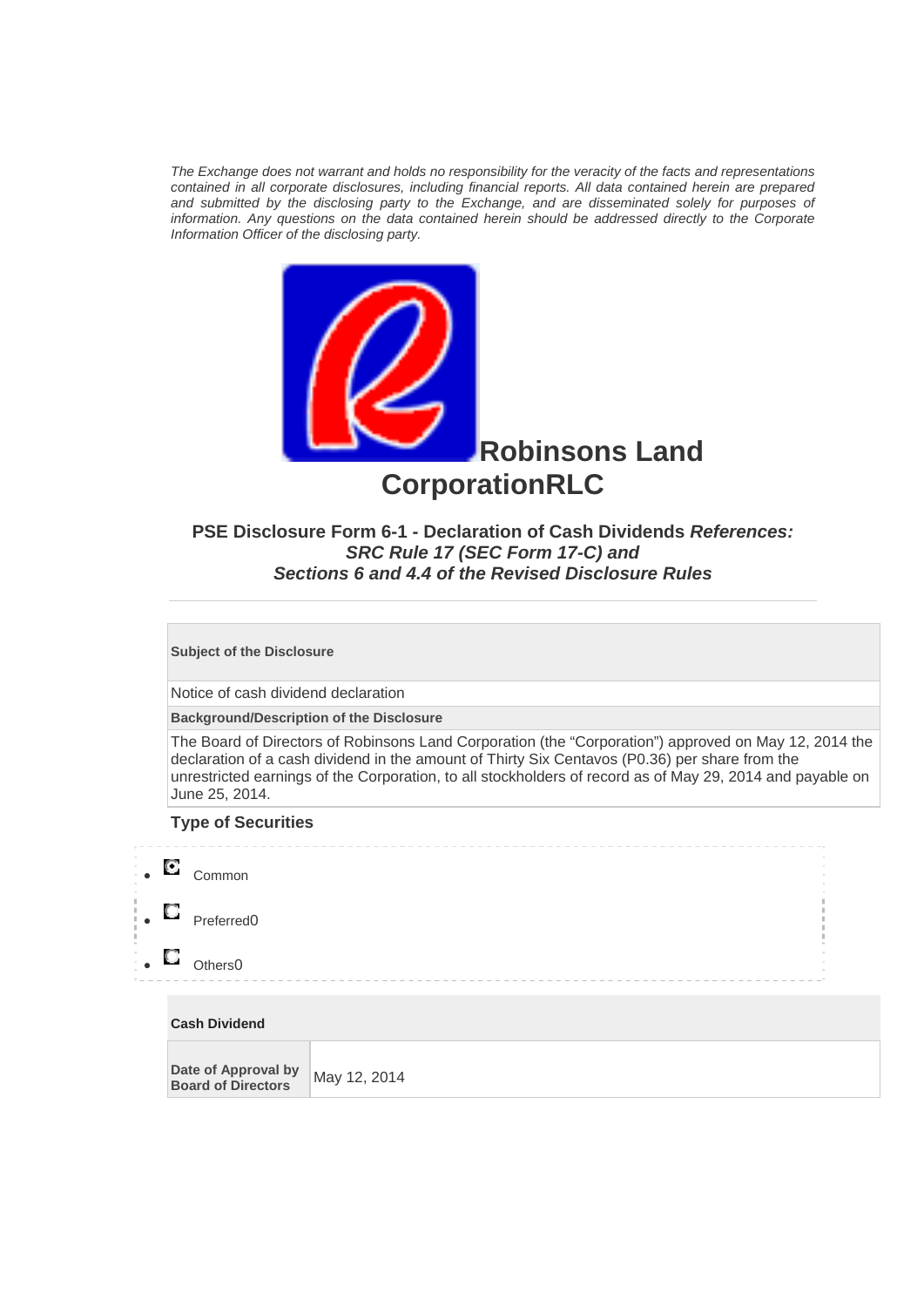*The Exchange does not warrant and holds no responsibility for the veracity of the facts and representations contained in all corporate disclosures, including financial reports. All data contained herein are prepared and submitted by the disclosing party to the Exchange, and are disseminated solely for purposes of information. Any questions on the data contained herein should be addressed directly to the Corporate Information Officer of the disclosing party.*

# Robinsons Land CorporationRLC

### PSE Disclosure Form 6-1 - Declaration of Cash Dividends *References: SRC Rule 17 (SEC Form 17-C) and Sections 6 and 4.4 of the Revised Disclosure Rules*

---

**Subject of the Disclosure**

Notice of cash dividend declaration

**Background/Description of the Disclosure**

The Board of Directors of Robinsons Land Corporation (the "Corporation") approved on May 12, 2014 the declaration of a cash dividend in the amount of Thirty Six Centavos (P0.36) per share from the unrestricted earnings of the Corporation, to all stockholders of record as of May 29, 2014 and payable on June 25, 2014.

**Type of Securities**

- (selected) Common
- Preferred0
- Others0

**Cash Dividend**

| Date of Approval by Board of Directors | May 12, 2014 |
|---|---|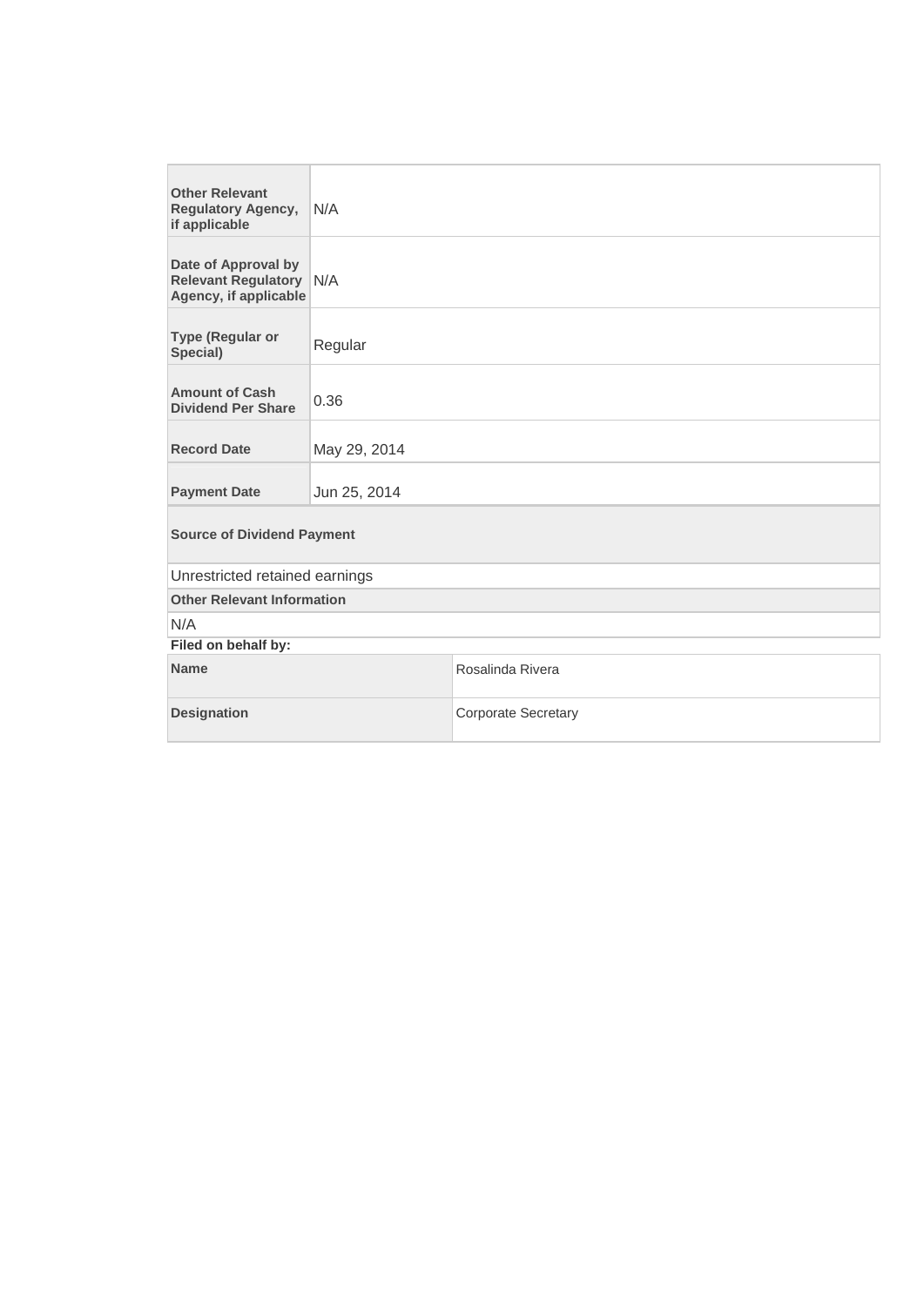| | |
|---|---|
| **Other Relevant Regulatory Agency, if applicable** | N/A |
| **Date of Approval by Relevant Regulatory Agency, if applicable** | N/A |
| **Type (Regular or Special)** | Regular |
| **Amount of Cash Dividend Per Share** | 0.36 |
| **Record Date** | May 29, 2014 |
| **Payment Date** | Jun 25, 2014 |

**Source of Dividend Payment**

Unrestricted retained earnings

**Other Relevant Information**

N/A

**Filed on behalf by:**

| | |
|---|---|
| **Name** | Rosalinda Rivera |
| **Designation** | Corporate Secretary |